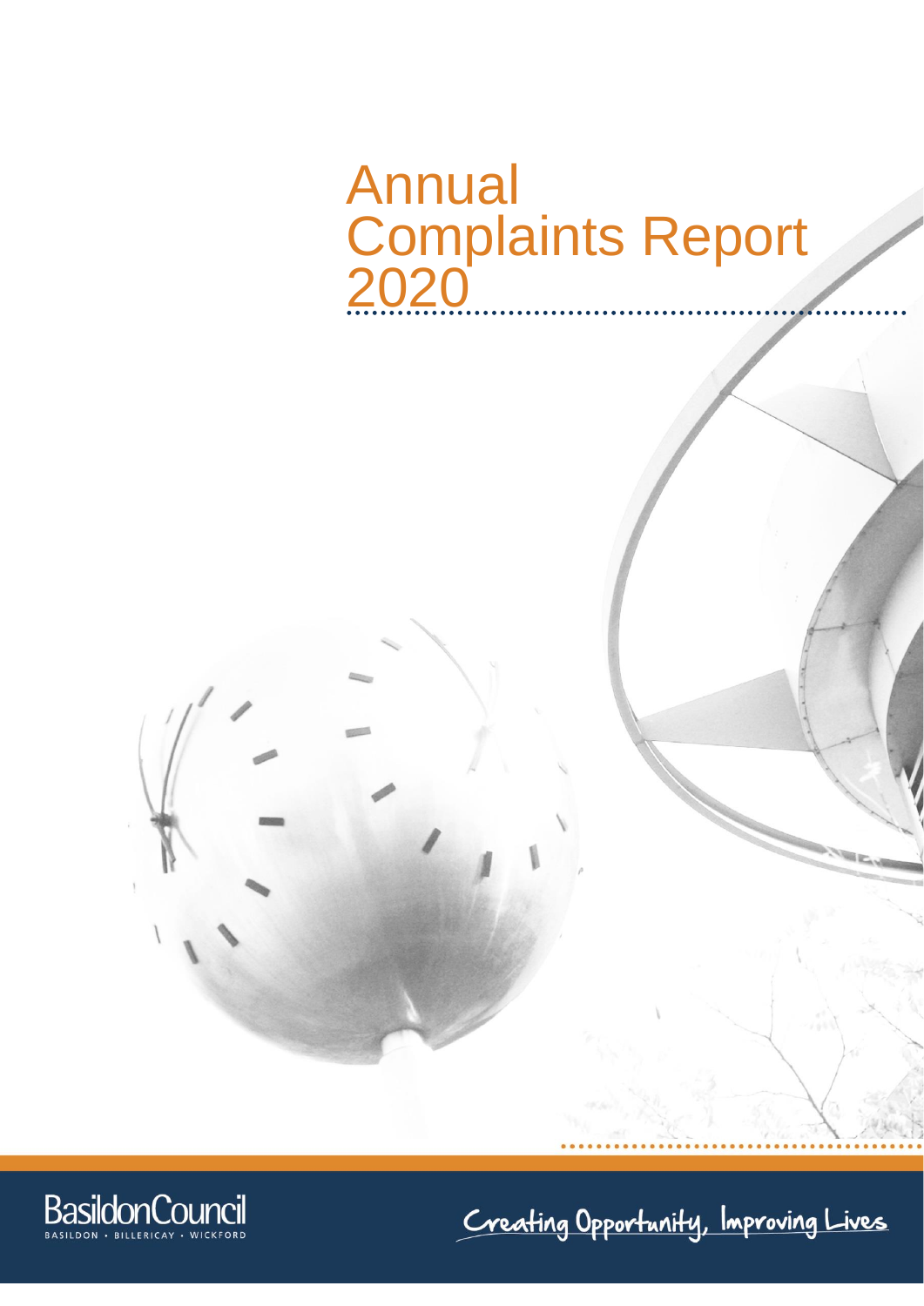# Annual Complaints Report 2020

BasildonCouncil

BASILDON • BILLERICAY • WICKFORD

Creating Opportunity, Improving Lives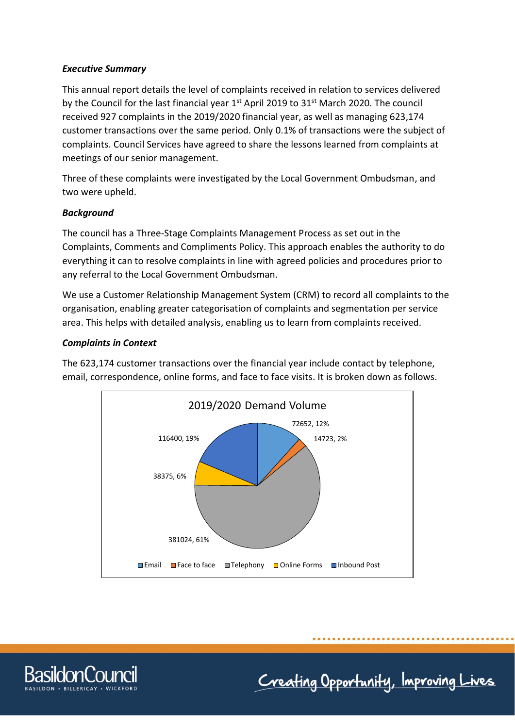***Executive Summary***

This annual report details the level of complaints received in relation to services delivered by the Council for the last financial year 1st April 2019 to 31st March 2020. The council received 927 complaints in the 2019/2020 financial year, as well as managing 623,174 customer transactions over the same period. Only 0.1% of transactions were the subject of complaints. Council Services have agreed to share the lessons learned from complaints at meetings of our senior management.

Three of these complaints were investigated by the Local Government Ombudsman, and two were upheld.

***Background***

The council has a Three-Stage Complaints Management Process as set out in the Complaints, Comments and Compliments Policy. This approach enables the authority to do everything it can to resolve complaints in line with agreed policies and procedures prior to any referral to the Local Government Ombudsman.

We use a Customer Relationship Management System (CRM) to record all complaints to the organisation, enabling greater categorisation of complaints and segmentation per service area. This helps with detailed analysis, enabling us to learn from complaints received.

***Complaints in Context***

The 623,174 customer transactions over the financial year include contact by telephone, email, correspondence, online forms, and face to face visits. It is broken down as follows.

**2019/2020 Demand Volume**

| Channel | Volume | Percentage |
|---|---|---|
| Email | 72652 | 12% |
| Face to face | 14723 | 2% |
| Telephony | 381024 | 61% |
| Online Forms | 38375 | 6% |
| Inbound Post | 116400 | 19% |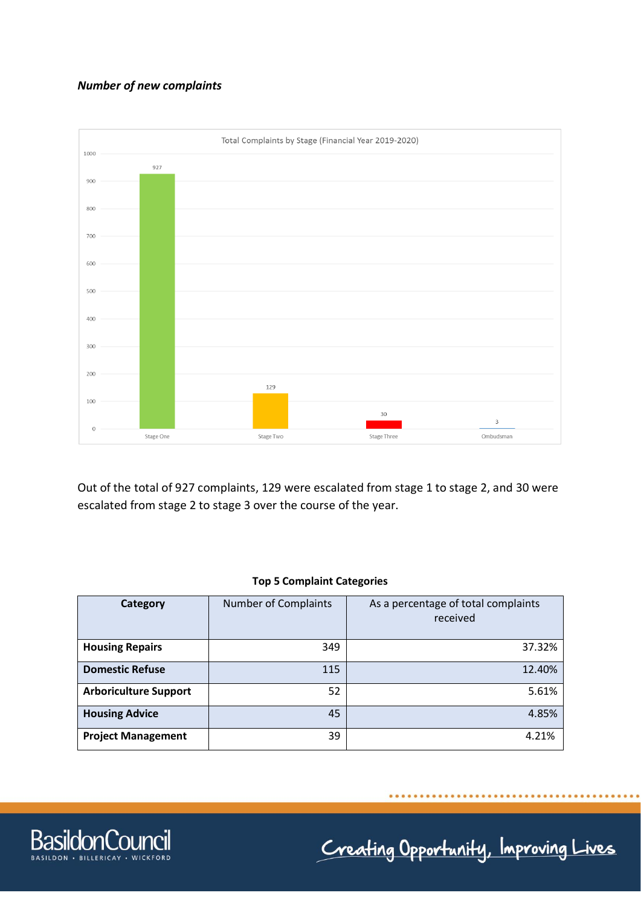***Number of new complaints***

Total Complaints by Stage (Financial Year 2019-2020)

| Stage | Complaints |
|---|---|
| Stage One | 927 |
| Stage Two | 129 |
| Stage Three | 30 |
| Ombudsman | 3 |

Out of the total of 927 complaints, 129 were escalated from stage 1 to stage 2, and 30 were escalated from stage 2 to stage 3 over the course of the year.

**Top 5 Complaint Categories**

| Category | Number of Complaints | As a percentage of total complaints received |
|---|---|---|
| **Housing Repairs** | 349 | 37.32% |
| **Domestic Refuse** | 115 | 12.40% |
| **Arboriculture Support** | 52 | 5.61% |
| **Housing Advice** | 45 | 4.85% |
| **Project Management** | 39 | 4.21% |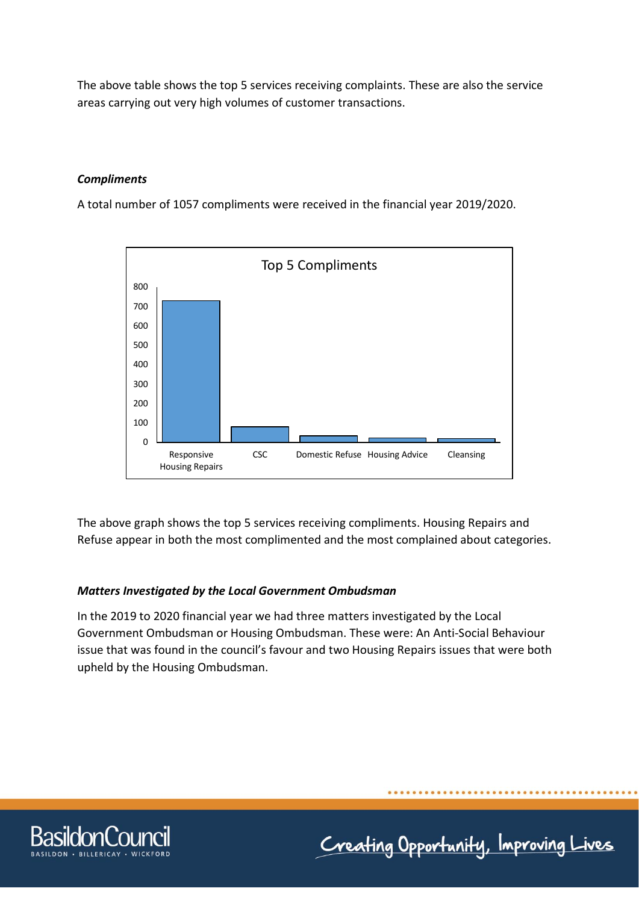The above table shows the top 5 services receiving complaints. These are also the service areas carrying out very high volumes of customer transactions.

### *Compliments*

A total number of 1057 compliments were received in the financial year 2019/2020.

**Top 5 Compliments**

Responsive Housing Repairs, CSC, Domestic Refuse, Housing Advice, Cleansing

The above graph shows the top 5 services receiving compliments. Housing Repairs and Refuse appear in both the most complimented and the most complained about categories.

### *Matters Investigated by the Local Government Ombudsman*

In the 2019 to 2020 financial year we had three matters investigated by the Local Government Ombudsman or Housing Ombudsman. These were: An Anti-Social Behaviour issue that was found in the council's favour and two Housing Repairs issues that were both upheld by the Housing Ombudsman.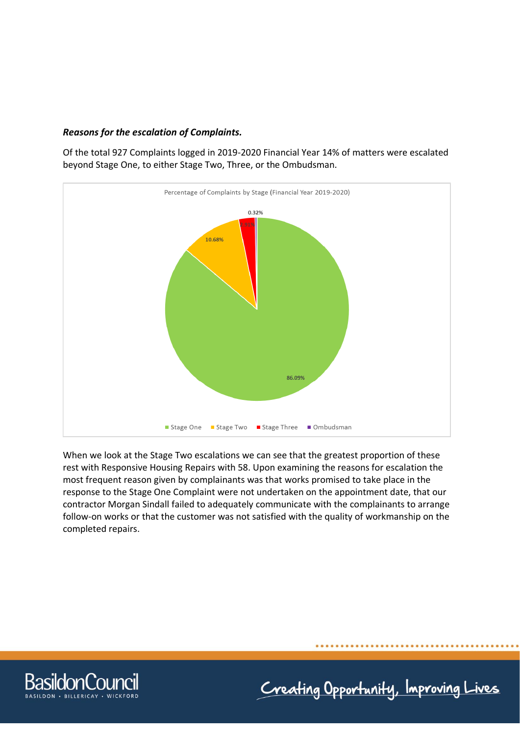***Reasons for the escalation of Complaints.***

Of the total 927 Complaints logged in 2019-2020 Financial Year 14% of matters were escalated beyond Stage One, to either Stage Two, Three, or the Ombudsman.

Percentage of Complaints by Stage (Financial Year 2019-2020)

| Stage | Percentage |
|---|---|
| Stage One | 86.09% |
| Stage Two | 10.68% |
| Stage Three | 2.91% |
| Ombudsman | 0.32% |

When we look at the Stage Two escalations we can see that the greatest proportion of these rest with Responsive Housing Repairs with 58. Upon examining the reasons for escalation the most frequent reason given by complainants was that works promised to take place in the response to the Stage One Complaint were not undertaken on the appointment date, that our contractor Morgan Sindall failed to adequately communicate with the complainants to arrange follow-on works or that the customer was not satisfied with the quality of workmanship on the completed repairs.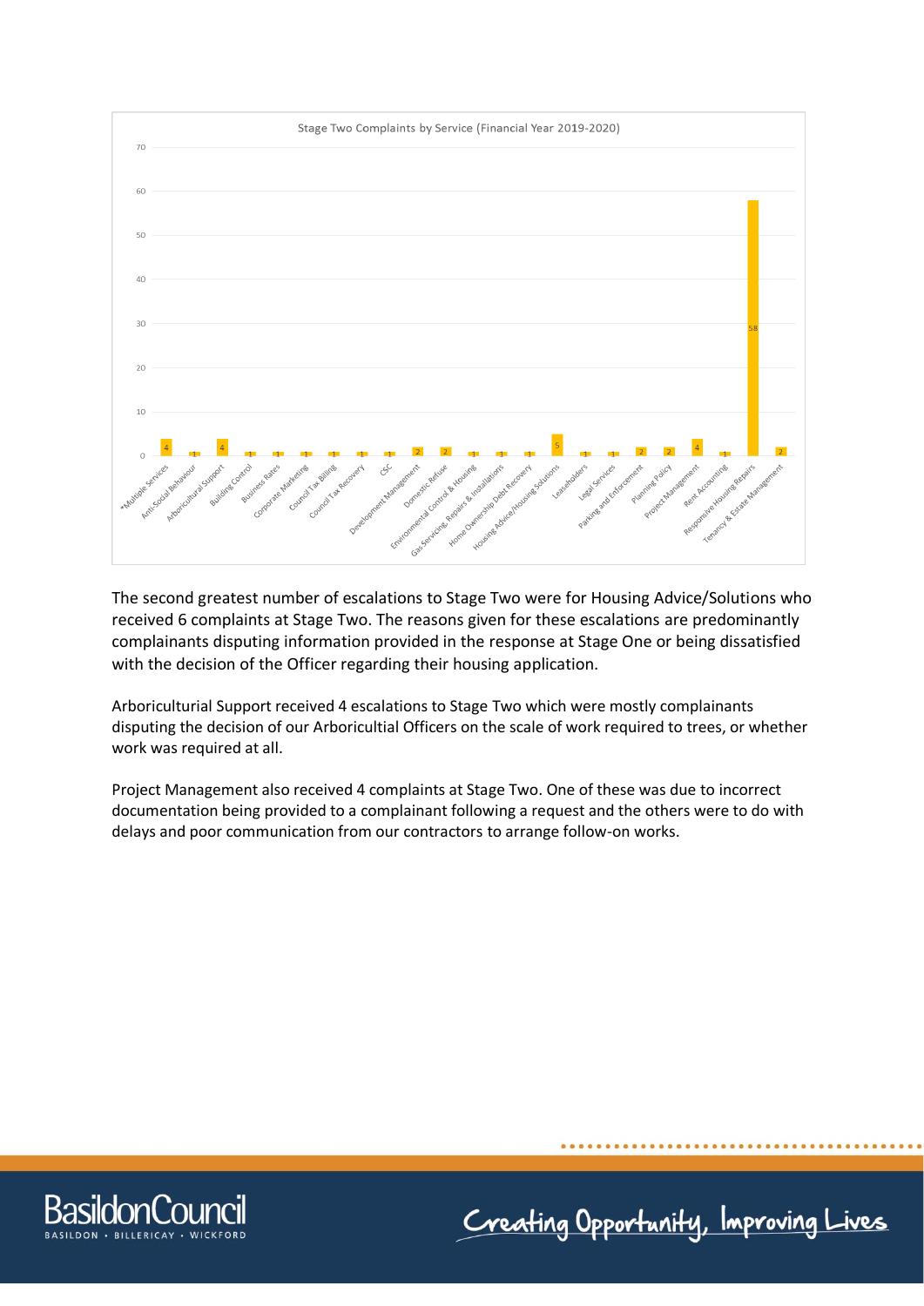Stage Two Complaints by Service (Financial Year 2019-2020)

| Service | Complaints |
| --- | --- |
| *Multiple Services | 4 |
| Anti-Social Behaviour | 1 |
| Arboricultural Support | 4 |
| Building Control | 1 |
| Business Rates | 1 |
| Corporate Marketing | 1 |
| Council Tax Billing | 1 |
| Council Tax Recovery | 1 |
| CSC | 1 |
| Development Management | 2 |
| Domestic Refuse | 2 |
| Environmental Control & Housing | 1 |
| Gas Servicing, Repairs & Installations | 1 |
| Home Ownership Debt Recovery | 1 |
| Housing Advice/Housing Solutions | 5 |
| Leaseholders | 1 |
| Legal Services | 1 |
| Parking and Enforcement | 2 |
| Planning Policy | 2 |
| Project Management | 4 |
| Rent Accounting | 1 |
| Responsive Housing Repairs | 58 |
| Tenancy & Estate Management | 2 |

The second greatest number of escalations to Stage Two were for Housing Advice/Solutions who received 6 complaints at Stage Two. The reasons given for these escalations are predominantly complainants disputing information provided in the response at Stage One or being dissatisfied with the decision of the Officer regarding their housing application.

Arboriculturial Support received 4 escalations to Stage Two which were mostly complainants disputing the decision of our Arboricultial Officers on the scale of work required to trees, or whether work was required at all.

Project Management also received 4 complaints at Stage Two. One of these was due to incorrect documentation being provided to a complainant following a request and the others were to do with delays and poor communication from our contractors to arrange follow-on works.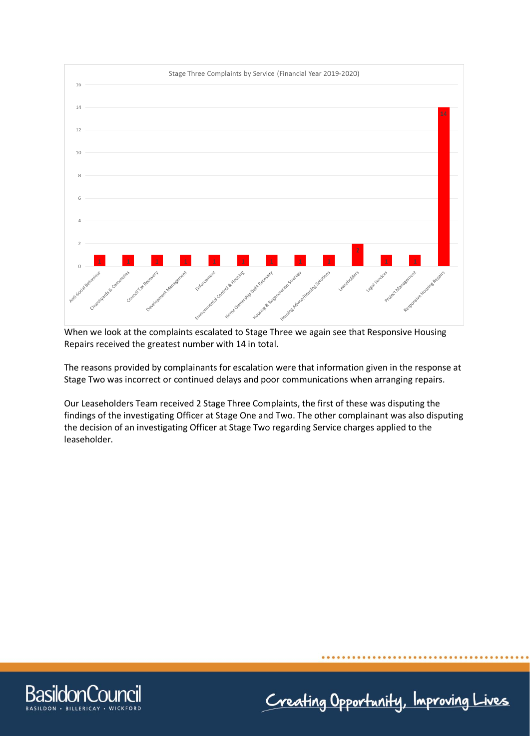Stage Three Complaints by Service (Financial Year 2019-2020)

| Service | Complaints |
|---|---|
| Anti-Social Behaviour | 1 |
| Churchyards & Cemeteries | 1 |
| Council Tax Recovery | 1 |
| Development Management | 1 |
| Enforcement | 1 |
| Environmental Control & Housing | 1 |
| Home Ownership Debt Recovery | 1 |
| Housing & Regeneration Strategy | 1 |
| Housing Advice/Housing Solutions | 1 |
| Leaseholders | 2 |
| Legal Services | 1 |
| Project Management | 1 |
| Responsive Housing Repairs | 14 |

When we look at the complaints escalated to Stage Three we again see that Responsive Housing Repairs received the greatest number with 14 in total.

The reasons provided by complainants for escalation were that information given in the response at Stage Two was incorrect or continued delays and poor communications when arranging repairs.

Our Leaseholders Team received 2 Stage Three Complaints, the first of these was disputing the findings of the investigating Officer at Stage One and Two. The other complainant was also disputing the decision of an investigating Officer at Stage Two regarding Service charges applied to the leaseholder.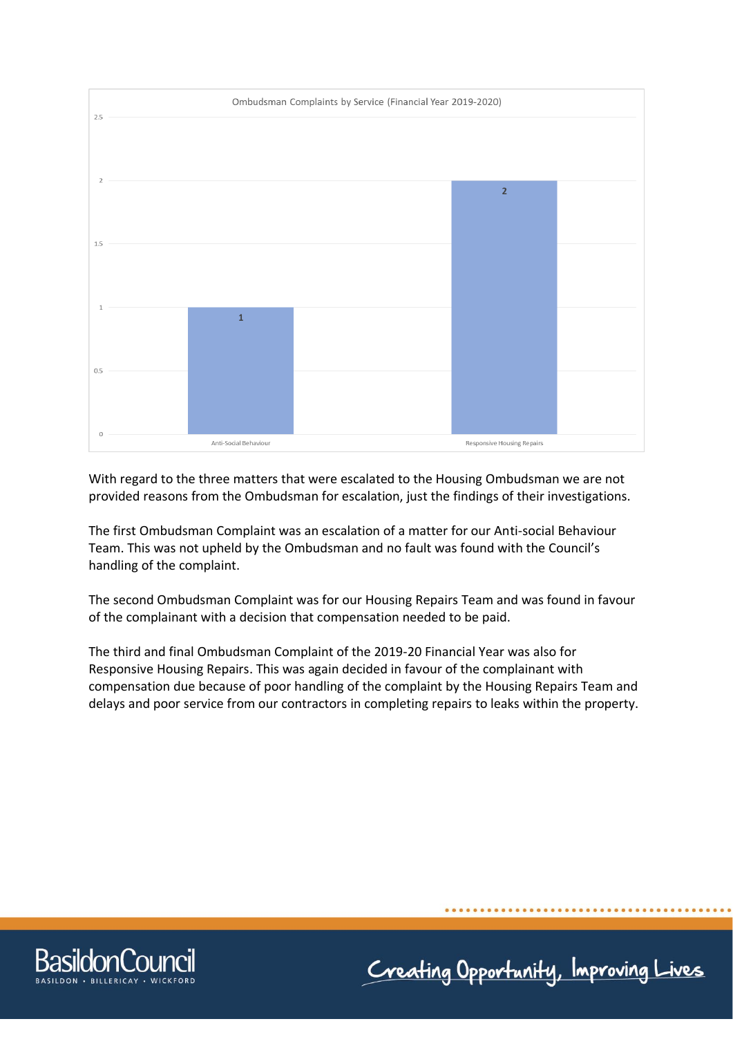Ombudsman Complaints by Service (Financial Year 2019-2020)

| Service | Complaints |
|---|---|
| Anti-Social Behaviour | 1 |
| Responsive Housing Repairs | 2 |

With regard to the three matters that were escalated to the Housing Ombudsman we are not provided reasons from the Ombudsman for escalation, just the findings of their investigations.

The first Ombudsman Complaint was an escalation of a matter for our Anti-social Behaviour Team. This was not upheld by the Ombudsman and no fault was found with the Council's handling of the complaint.

The second Ombudsman Complaint was for our Housing Repairs Team and was found in favour of the complainant with a decision that compensation needed to be paid.

The third and final Ombudsman Complaint of the 2019-20 Financial Year was also for Responsive Housing Repairs. This was again decided in favour of the complainant with compensation due because of poor handling of the complaint by the Housing Repairs Team and delays and poor service from our contractors in completing repairs to leaks within the property.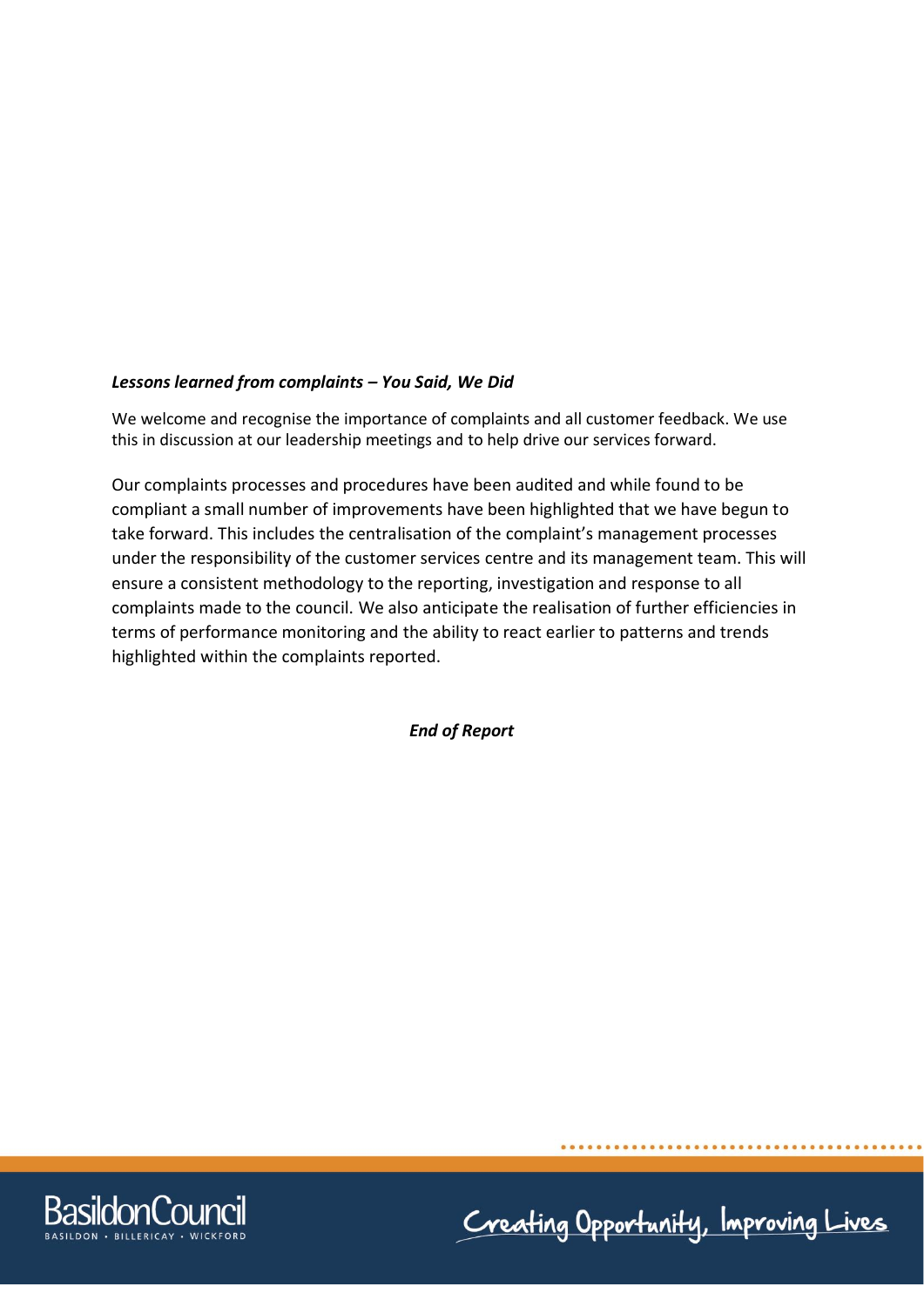***Lessons learned from complaints – You Said, We Did***

We welcome and recognise the importance of complaints and all customer feedback. We use this in discussion at our leadership meetings and to help drive our services forward.

Our complaints processes and procedures have been audited and while found to be compliant a small number of improvements have been highlighted that we have begun to take forward. This includes the centralisation of the complaint's management processes under the responsibility of the customer services centre and its management team. This will ensure a consistent methodology to the reporting, investigation and response to all complaints made to the council. We also anticipate the realisation of further efficiencies in terms of performance monitoring and the ability to react earlier to patterns and trends highlighted within the complaints reported.

***End of Report***